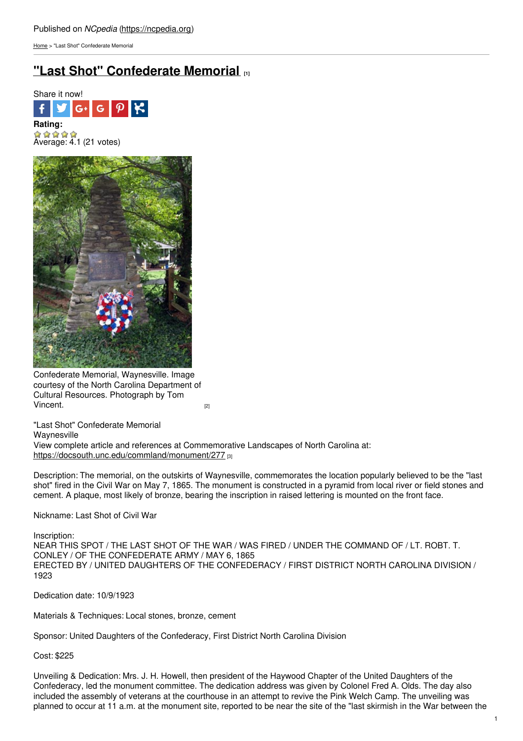Published on *NCpedia* (https://ncpedia.org)

Home > "Last Shot" Confederate Memorial

# "Last Shot" Confederate Memorial [1]

Share it now!

**Rating:**

Average: 4.1 (21 votes)

Confederate Memorial, Waynesville. Image courtesy of the North Carolina Department of Cultural Resources. Photograph by Tom Vincent. [2]

"Last Shot" Confederate Memorial
Waynesville
View complete article and references at Commemorative Landscapes of North Carolina at: https://docsouth.unc.edu/commland/monument/277 [3]

Description: The memorial, on the outskirts of Waynesville, commemorates the location popularly believed to be the "last shot" fired in the Civil War on May 7, 1865. The monument is constructed in a pyramid from local river or field stones and cement. A plaque, most likely of bronze, bearing the inscription in raised lettering is mounted on the front face.

Nickname: Last Shot of Civil War

Inscription:
NEAR THIS SPOT / THE LAST SHOT OF THE WAR / WAS FIRED / UNDER THE COMMAND OF / LT. ROBT. T. CONLEY / OF THE CONFEDERATE ARMY / MAY 6, 1865
ERECTED BY / UNITED DAUGHTERS OF THE CONFEDERACY / FIRST DISTRICT NORTH CAROLINA DIVISION / 1923

Dedication date: 10/9/1923

Materials & Techniques: Local stones, bronze, cement

Sponsor: United Daughters of the Confederacy, First District North Carolina Division

Cost: $225

Unveiling & Dedication: Mrs. J. H. Howell, then president of the Haywood Chapter of the United Daughters of the Confederacy, led the monument committee. The dedication address was given by Colonel Fred A. Olds. The day also included the assembly of veterans at the courthouse in an attempt to revive the Pink Welch Camp. The unveiling was planned to occur at 11 a.m. at the monument site, reported to be near the site of the "last skirmish in the War between the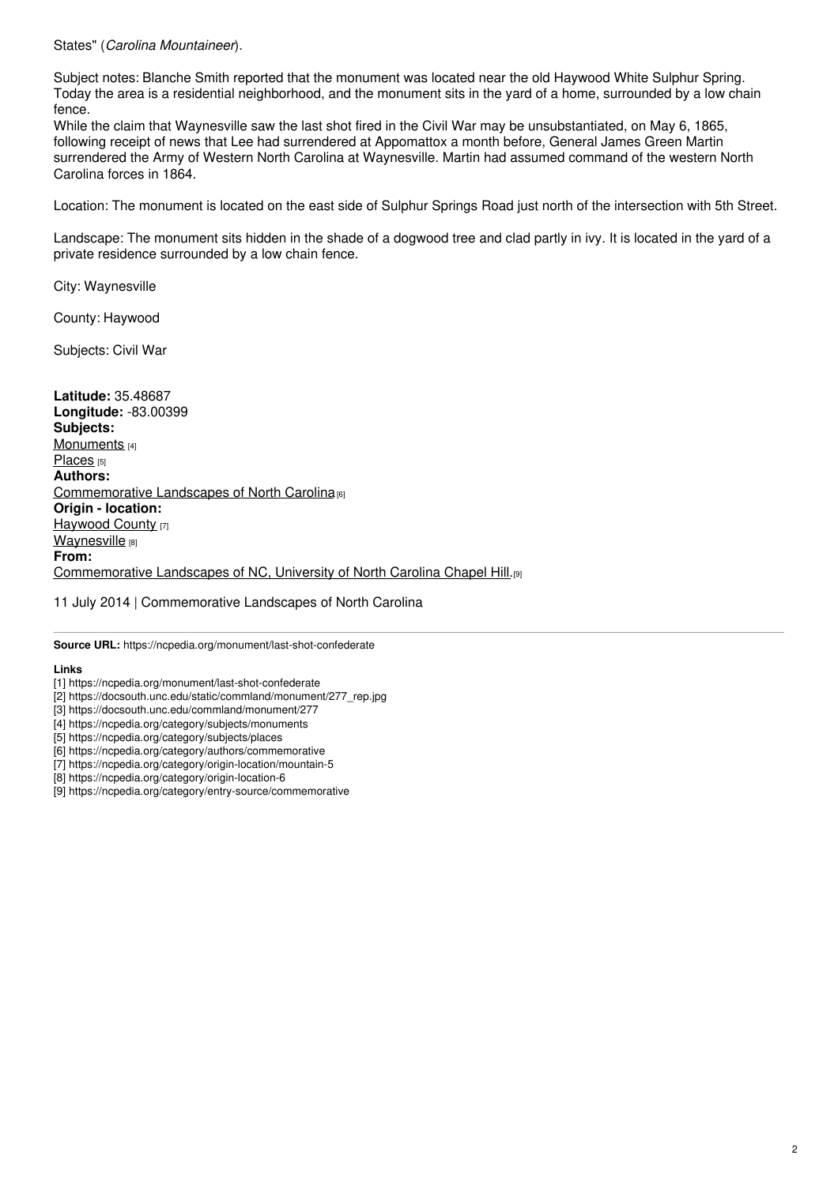States" (*Carolina Mountaineer*).

Subject notes: Blanche Smith reported that the monument was located near the old Haywood White Sulphur Spring. Today the area is a residential neighborhood, and the monument sits in the yard of a home, surrounded by a low chain fence.
While the claim that Waynesville saw the last shot fired in the Civil War may be unsubstantiated, on May 6, 1865, following receipt of news that Lee had surrendered at Appomattox a month before, General James Green Martin surrendered the Army of Western North Carolina at Waynesville. Martin had assumed command of the western North Carolina forces in 1864.

Location: The monument is located on the east side of Sulphur Springs Road just north of the intersection with 5th Street.

Landscape: The monument sits hidden in the shade of a dogwood tree and clad partly in ivy. It is located in the yard of a private residence surrounded by a low chain fence.

City: Waynesville

County: Haywood

Subjects: Civil War

**Latitude:** 35.48687
**Longitude:** -83.00399
**Subjects:**
Monuments [4]
Places [5]
**Authors:**
Commemorative Landscapes of North Carolina [6]
**Origin - location:**
Haywood County [7]
Waynesville [8]
**From:**
Commemorative Landscapes of NC, University of North Carolina Chapel Hill. [9]

11 July 2014 | Commemorative Landscapes of North Carolina

**Source URL:** https://ncpedia.org/monument/last-shot-confederate

**Links**
[1] https://ncpedia.org/monument/last-shot-confederate
[2] https://docsouth.unc.edu/static/commland/monument/277_rep.jpg
[3] https://docsouth.unc.edu/commland/monument/277
[4] https://ncpedia.org/category/subjects/monuments
[5] https://ncpedia.org/category/subjects/places
[6] https://ncpedia.org/category/authors/commemorative
[7] https://ncpedia.org/category/origin-location/mountain-5
[8] https://ncpedia.org/category/origin-location-6
[9] https://ncpedia.org/category/entry-source/commemorative